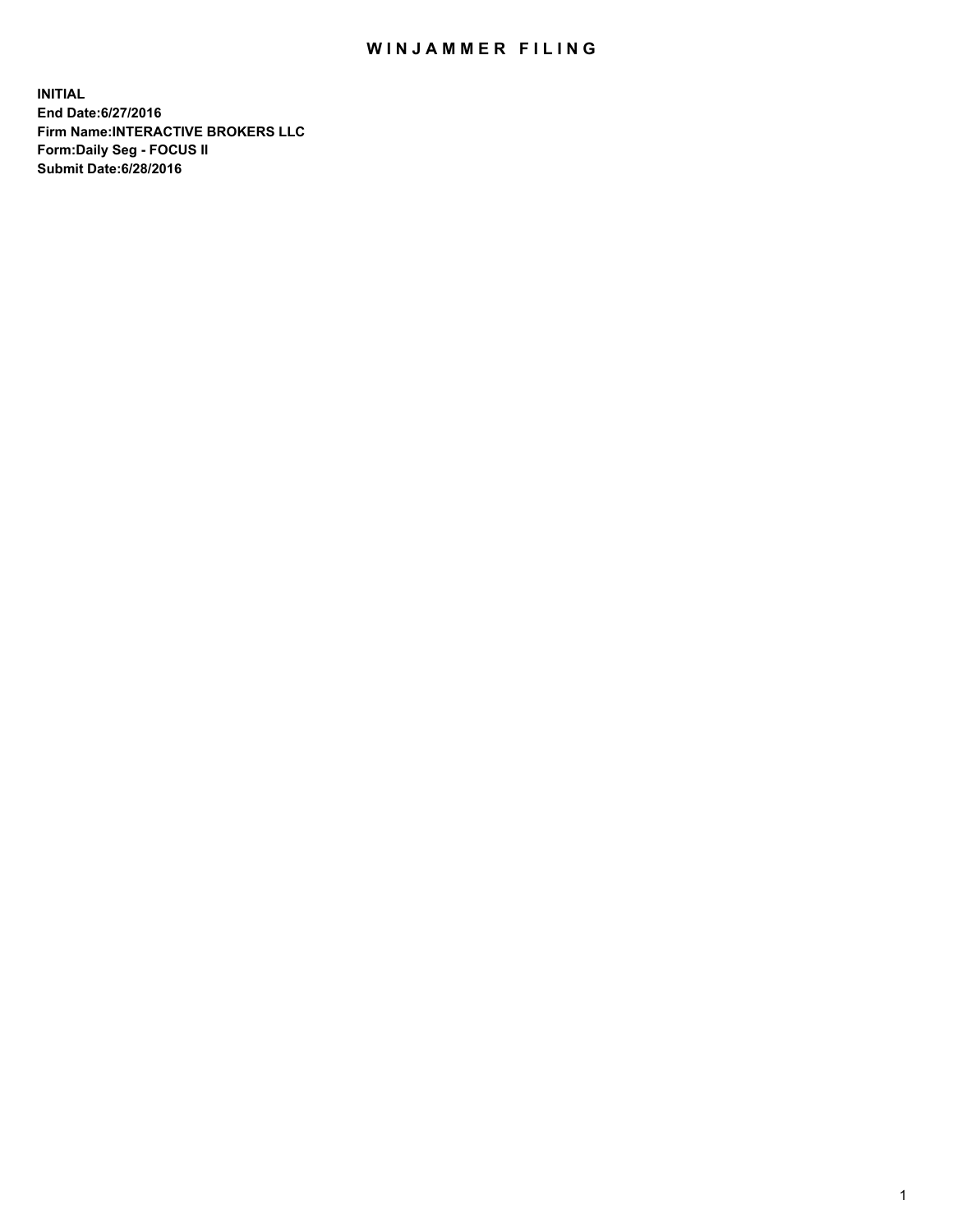# WINJAMMER FILING

**INITIAL**
**End Date:6/27/2016**
**Firm Name:INTERACTIVE BROKERS LLC**
**Form:Daily Seg - FOCUS II**
**Submit Date:6/28/2016**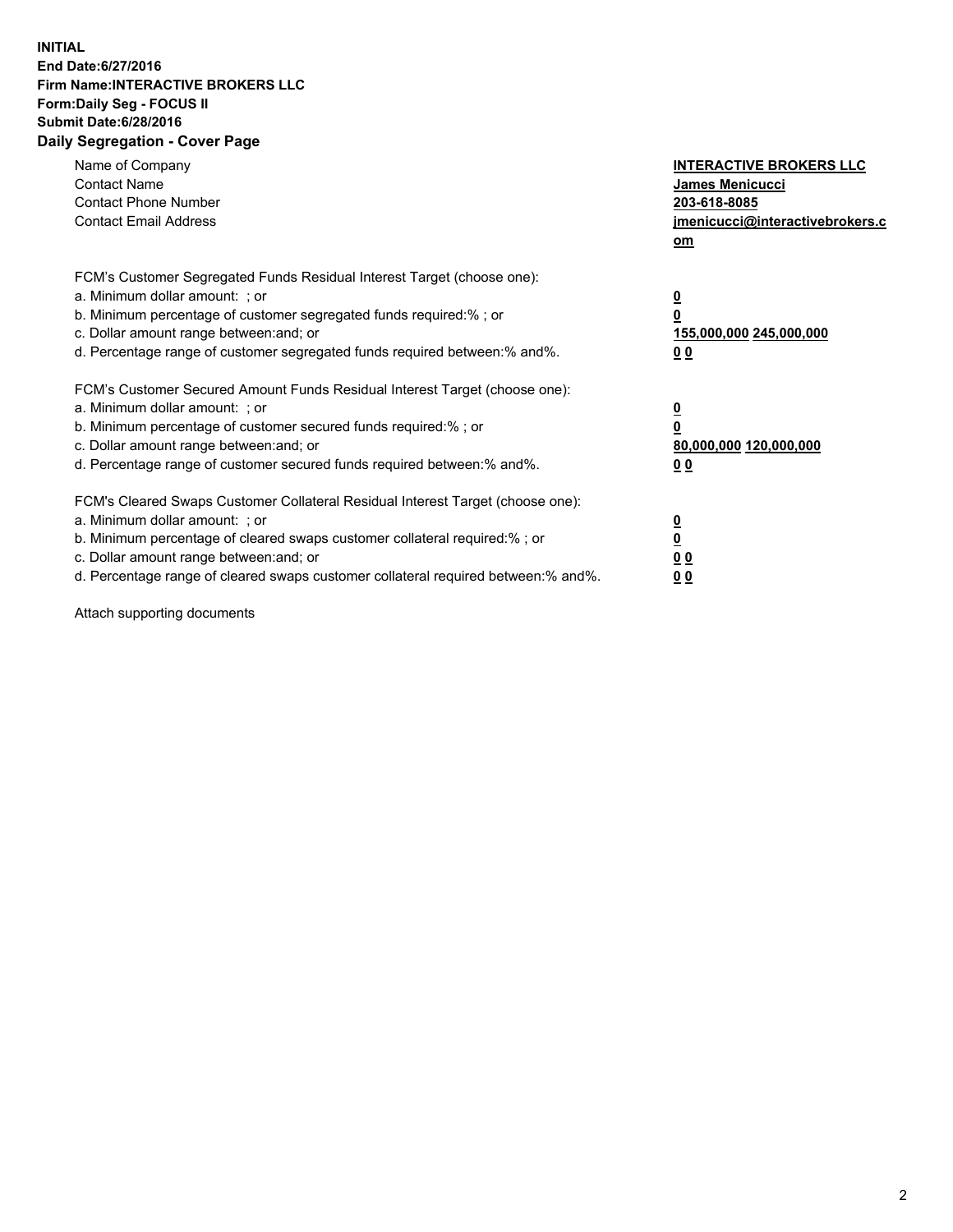**INITIAL**
**End Date:6/27/2016**
**Firm Name:INTERACTIVE BROKERS LLC**
**Form:Daily Seg - FOCUS II**
**Submit Date:6/28/2016**

## Daily Segregation - Cover Page

| | |
|---|---|
| Name of Company | **INTERACTIVE BROKERS LLC** |
| Contact Name | **James Menicucci** |
| Contact Phone Number | **203-618-8085** |
| Contact Email Address | **jmenicucci@interactivebrokers.com** |

FCM's Customer Segregated Funds Residual Interest Target (choose one):

| | |
|---|---|
| a. Minimum dollar amount: ; or | **0** |
| b. Minimum percentage of customer segregated funds required:% ; or | **0** |
| c. Dollar amount range between:and; or | **155,000,000 245,000,000** |
| d. Percentage range of customer segregated funds required between:% and%. | **0 0** |

FCM's Customer Secured Amount Funds Residual Interest Target (choose one):

| | |
|---|---|
| a. Minimum dollar amount: ; or | **0** |
| b. Minimum percentage of customer secured funds required:% ; or | **0** |
| c. Dollar amount range between:and; or | **80,000,000 120,000,000** |
| d. Percentage range of customer secured funds required between:% and%. | **0 0** |

FCM's Cleared Swaps Customer Collateral Residual Interest Target (choose one):

| | |
|---|---|
| a. Minimum dollar amount: ; or | **0** |
| b. Minimum percentage of cleared swaps customer collateral required:% ; or | **0** |
| c. Dollar amount range between:and; or | **0 0** |
| d. Percentage range of cleared swaps customer collateral required between:% and%. | **0 0** |

Attach supporting documents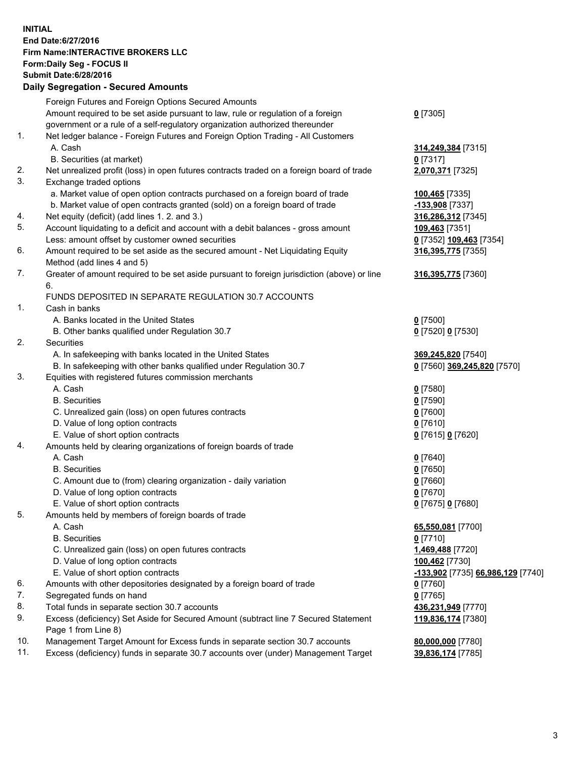**INITIAL**
**End Date:6/27/2016**
**Firm Name:INTERACTIVE BROKERS LLC**
**Form:Daily Seg - FOCUS II**
**Submit Date:6/28/2016**

## Daily Segregation - Secured Amounts

| | | |
|---|---|---|
| | Foreign Futures and Foreign Options Secured Amounts | |
| | Amount required to be set aside pursuant to law, rule or regulation of a foreign government or a rule of a self-regulatory organization authorized thereunder | **0** [7305] |
| 1. | Net ledger balance - Foreign Futures and Foreign Option Trading - All Customers | |
| | A. Cash | **314,249,384** [7315] |
| | B. Securities (at market) | **0** [7317] |
| 2. | Net unrealized profit (loss) in open futures contracts traded on a foreign board of trade | **2,070,371** [7325] |
| 3. | Exchange traded options | |
| | a. Market value of open option contracts purchased on a foreign board of trade | **100,465** [7335] |
| | b. Market value of open contracts granted (sold) on a foreign board of trade | **-133,908** [7337] |
| 4. | Net equity (deficit) (add lines 1. 2. and 3.) | **316,286,312** [7345] |
| 5. | Account liquidating to a deficit and account with a debit balances - gross amount | **109,463** [7351] |
| | Less: amount offset by customer owned securities | **0** [7352] **109,463** [7354] |
| 6. | Amount required to be set aside as the secured amount - Net Liquidating Equity Method (add lines 4 and 5) | **316,395,775** [7355] |
| 7. | Greater of amount required to be set aside pursuant to foreign jurisdiction (above) or line 6. | **316,395,775** [7360] |
| | FUNDS DEPOSITED IN SEPARATE REGULATION 30.7 ACCOUNTS | |
| 1. | Cash in banks | |
| | A. Banks located in the United States | **0** [7500] |
| | B. Other banks qualified under Regulation 30.7 | **0** [7520] **0** [7530] |
| 2. | Securities | |
| | A. In safekeeping with banks located in the United States | **369,245,820** [7540] |
| | B. In safekeeping with other banks qualified under Regulation 30.7 | **0** [7560] **369,245,820** [7570] |
| 3. | Equities with registered futures commission merchants | |
| | A. Cash | **0** [7580] |
| | B. Securities | **0** [7590] |
| | C. Unrealized gain (loss) on open futures contracts | **0** [7600] |
| | D. Value of long option contracts | **0** [7610] |
| | E. Value of short option contracts | **0** [7615] **0** [7620] |
| 4. | Amounts held by clearing organizations of foreign boards of trade | |
| | A. Cash | **0** [7640] |
| | B. Securities | **0** [7650] |
| | C. Amount due to (from) clearing organization - daily variation | **0** [7660] |
| | D. Value of long option contracts | **0** [7670] |
| | E. Value of short option contracts | **0** [7675] **0** [7680] |
| 5. | Amounts held by members of foreign boards of trade | |
| | A. Cash | **65,550,081** [7700] |
| | B. Securities | **0** [7710] |
| | C. Unrealized gain (loss) on open futures contracts | **1,469,488** [7720] |
| | D. Value of long option contracts | **100,462** [7730] |
| | E. Value of short option contracts | **-133,902** [7735] **66,986,129** [7740] |
| 6. | Amounts with other depositories designated by a foreign board of trade | **0** [7760] |
| 7. | Segregated funds on hand | **0** [7765] |
| 8. | Total funds in separate section 30.7 accounts | **436,231,949** [7770] |
| 9. | Excess (deficiency) Set Aside for Secured Amount (subtract line 7 Secured Statement Page 1 from Line 8) | **119,836,174** [7380] |
| 10. | Management Target Amount for Excess funds in separate section 30.7 accounts | **80,000,000** [7780] |
| 11. | Excess (deficiency) funds in separate 30.7 accounts over (under) Management Target | **39,836,174** [7785] |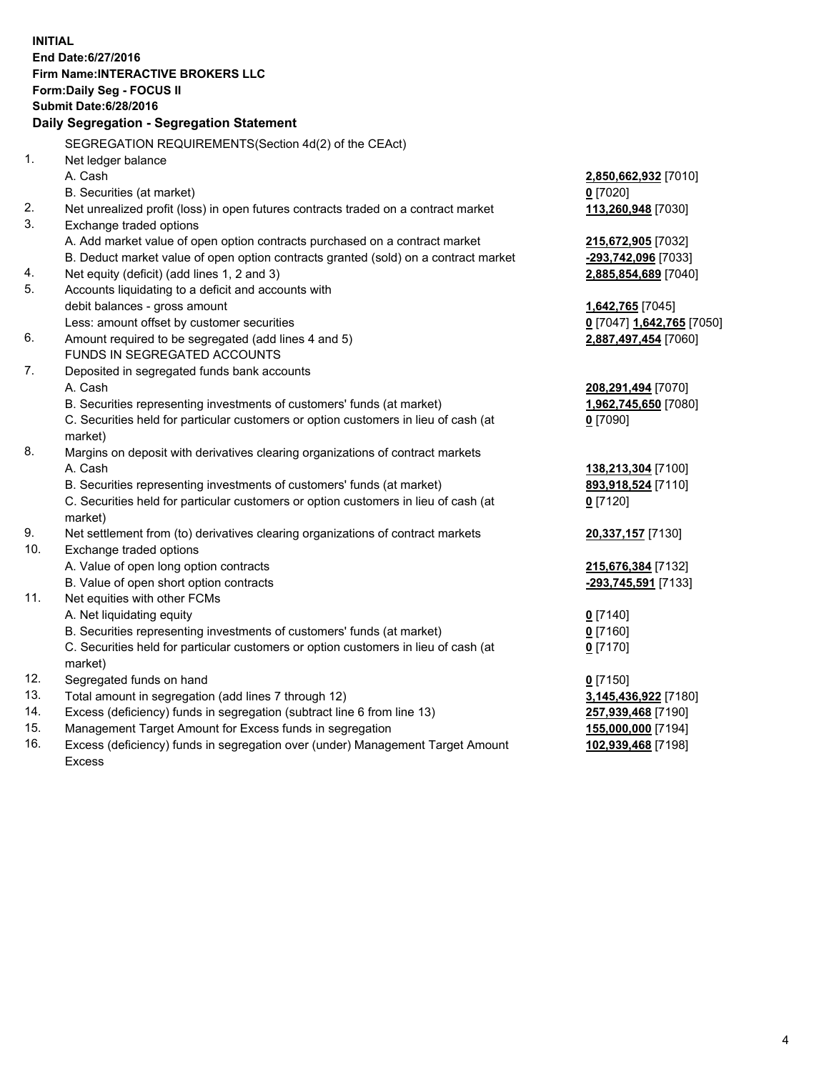**INITIAL**
**End Date:6/27/2016**
**Firm Name:INTERACTIVE BROKERS LLC**
**Form:Daily Seg - FOCUS II**
**Submit Date:6/28/2016**

**Daily Segregation - Segregation Statement**

SEGREGATION REQUIREMENTS(Section 4d(2) of the CEAct)

| | | |
|---|---|---|
| 1. | Net ledger balance | |
| | A. Cash | **2,850,662,932** [7010] |
| | B. Securities (at market) | **0** [7020] |
| 2. | Net unrealized profit (loss) in open futures contracts traded on a contract market | **113,260,948** [7030] |
| 3. | Exchange traded options | |
| | A. Add market value of open option contracts purchased on a contract market | **215,672,905** [7032] |
| | B. Deduct market value of open option contracts granted (sold) on a contract market | **-293,742,096** [7033] |
| 4. | Net equity (deficit) (add lines 1, 2 and 3) | **2,885,854,689** [7040] |
| 5. | Accounts liquidating to a deficit and accounts with debit balances - gross amount | **1,642,765** [7045] |
| | Less: amount offset by customer securities | **0** [7047] **1,642,765** [7050] |
| 6. | Amount required to be segregated (add lines 4 and 5) | **2,887,497,454** [7060] |
| | FUNDS IN SEGREGATED ACCOUNTS | |
| 7. | Deposited in segregated funds bank accounts | |
| | A. Cash | **208,291,494** [7070] |
| | B. Securities representing investments of customers' funds (at market) | **1,962,745,650** [7080] |
| | C. Securities held for particular customers or option customers in lieu of cash (at market) | **0** [7090] |
| 8. | Margins on deposit with derivatives clearing organizations of contract markets | |
| | A. Cash | **138,213,304** [7100] |
| | B. Securities representing investments of customers' funds (at market) | **893,918,524** [7110] |
| | C. Securities held for particular customers or option customers in lieu of cash (at market) | **0** [7120] |
| 9. | Net settlement from (to) derivatives clearing organizations of contract markets | **20,337,157** [7130] |
| 10. | Exchange traded options | |
| | A. Value of open long option contracts | **215,676,384** [7132] |
| | B. Value of open short option contracts | **-293,745,591** [7133] |
| 11. | Net equities with other FCMs | |
| | A. Net liquidating equity | **0** [7140] |
| | B. Securities representing investments of customers' funds (at market) | **0** [7160] |
| | C. Securities held for particular customers or option customers in lieu of cash (at market) | **0** [7170] |
| 12. | Segregated funds on hand | **0** [7150] |
| 13. | Total amount in segregation (add lines 7 through 12) | **3,145,436,922** [7180] |
| 14. | Excess (deficiency) funds in segregation (subtract line 6 from line 13) | **257,939,468** [7190] |
| 15. | Management Target Amount for Excess funds in segregation | **155,000,000** [7194] |
| 16. | Excess (deficiency) funds in segregation over (under) Management Target Amount Excess | **102,939,468** [7198] |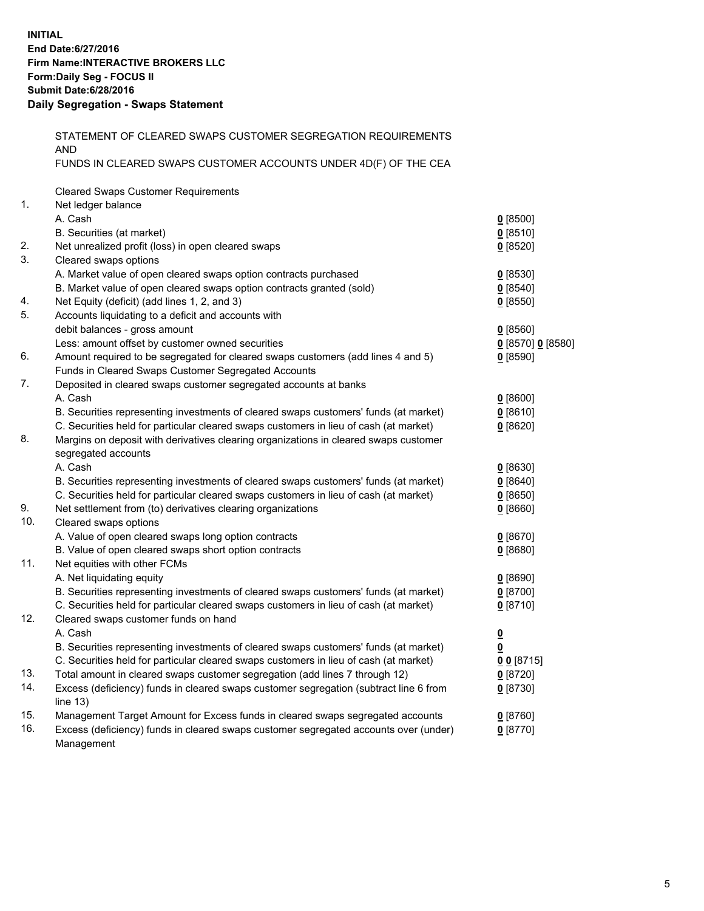**INITIAL**
**End Date:6/27/2016**
**Firm Name:INTERACTIVE BROKERS LLC**
**Form:Daily Seg - FOCUS II**
**Submit Date:6/28/2016**
**Daily Segregation - Swaps Statement**

STATEMENT OF CLEARED SWAPS CUSTOMER SEGREGATION REQUIREMENTS
AND
FUNDS IN CLEARED SWAPS CUSTOMER ACCOUNTS UNDER 4D(F) OF THE CEA

| | | |
|---|---|---|
| | Cleared Swaps Customer Requirements | |
| 1. | Net ledger balance | |
| | A. Cash | 0 [8500] |
| | B. Securities (at market) | 0 [8510] |
| 2. | Net unrealized profit (loss) in open cleared swaps | 0 [8520] |
| 3. | Cleared swaps options | |
| | A. Market value of open cleared swaps option contracts purchased | 0 [8530] |
| | B. Market value of open cleared swaps option contracts granted (sold) | 0 [8540] |
| 4. | Net Equity (deficit) (add lines 1, 2, and 3) | 0 [8550] |
| 5. | Accounts liquidating to a deficit and accounts with | |
| | debit balances - gross amount | 0 [8560] |
| | Less: amount offset by customer owned securities | 0 [8570] 0 [8580] |
| 6. | Amount required to be segregated for cleared swaps customers (add lines 4 and 5) | 0 [8590] |
| | Funds in Cleared Swaps Customer Segregated Accounts | |
| 7. | Deposited in cleared swaps customer segregated accounts at banks | |
| | A. Cash | 0 [8600] |
| | B. Securities representing investments of cleared swaps customers' funds (at market) | 0 [8610] |
| | C. Securities held for particular cleared swaps customers in lieu of cash (at market) | 0 [8620] |
| 8. | Margins on deposit with derivatives clearing organizations in cleared swaps customer segregated accounts | |
| | A. Cash | 0 [8630] |
| | B. Securities representing investments of cleared swaps customers' funds (at market) | 0 [8640] |
| | C. Securities held for particular cleared swaps customers in lieu of cash (at market) | 0 [8650] |
| 9. | Net settlement from (to) derivatives clearing organizations | 0 [8660] |
| 10. | Cleared swaps options | |
| | A. Value of open cleared swaps long option contracts | 0 [8670] |
| | B. Value of open cleared swaps short option contracts | 0 [8680] |
| 11. | Net equities with other FCMs | |
| | A. Net liquidating equity | 0 [8690] |
| | B. Securities representing investments of cleared swaps customers' funds (at market) | 0 [8700] |
| | C. Securities held for particular cleared swaps customers in lieu of cash (at market) | 0 [8710] |
| 12. | Cleared swaps customer funds on hand | |
| | A. Cash | 0 |
| | B. Securities representing investments of cleared swaps customers' funds (at market) | 0 |
| | C. Securities held for particular cleared swaps customers in lieu of cash (at market) | 0 0 [8715] |
| 13. | Total amount in cleared swaps customer segregation (add lines 7 through 12) | 0 [8720] |
| 14. | Excess (deficiency) funds in cleared swaps customer segregation (subtract line 6 from line 13) | 0 [8730] |
| 15. | Management Target Amount for Excess funds in cleared swaps segregated accounts | 0 [8760] |
| 16. | Excess (deficiency) funds in cleared swaps customer segregated accounts over (under) Management | 0 [8770] |